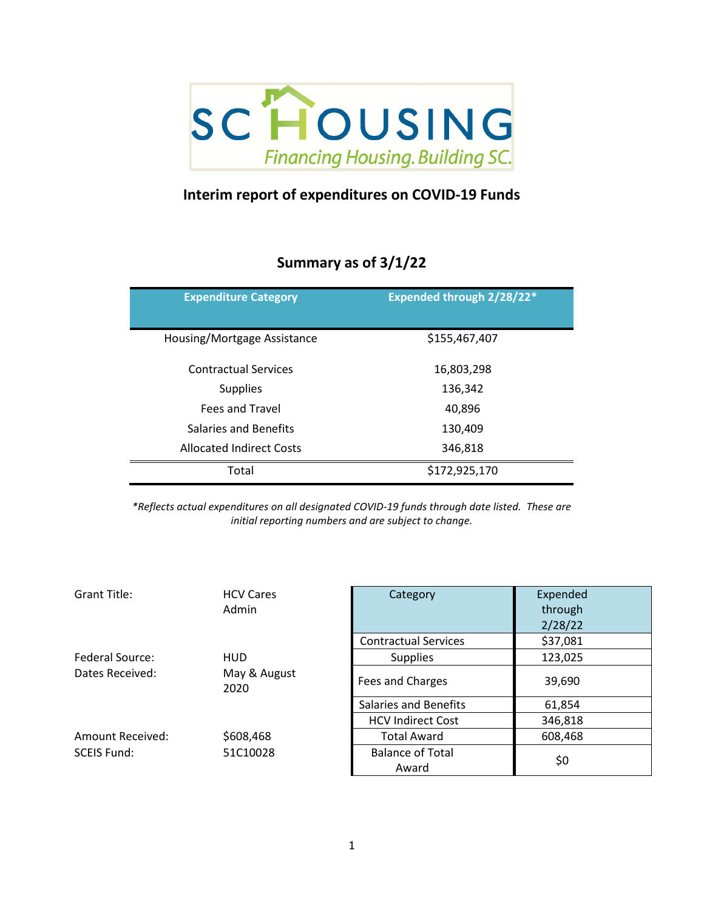SC HOUSING

*Financing Housing. Building SC.*

## Interim report of expenditures on COVID-19 Funds

### Summary as of 3/1/22

| Expenditure Category | Expended through 2/28/22* |
|---|---|
| Housing/Mortgage Assistance | $155,467,407 |
| Contractual Services | 16,803,298 |
| Supplies | 136,342 |
| Fees and Travel | 40,896 |
| Salaries and Benefits | 130,409 |
| Allocated Indirect Costs | 346,818 |
| Total | $172,925,170 |

*\*Reflects actual expenditures on all designated COVID-19 funds through date listed. These are initial reporting numbers and are subject to change.*

Grant Title: HCV Cares Admin

Federal Source: HUD

Dates Received: May & August 2020

Amount Received: $608,468

SCEIS Fund: 51C10028

| Category | Expended through 2/28/22 |
|---|---|
| Contractual Services | $37,081 |
| Supplies | 123,025 |
| Fees and Charges | 39,690 |
| Salaries and Benefits | 61,854 |
| HCV Indirect Cost | 346,818 |
| Total Award | 608,468 |
| Balance of Total Award | $0 |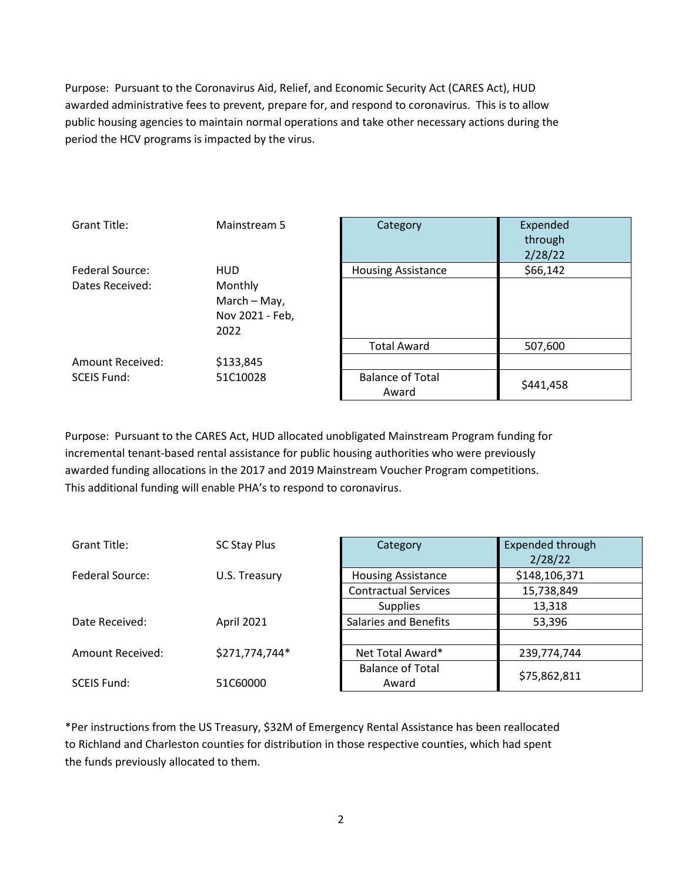Purpose: Pursuant to the Coronavirus Aid, Relief, and Economic Security Act (CARES Act), HUD awarded administrative fees to prevent, prepare for, and respond to coronavirus. This is to allow public housing agencies to maintain normal operations and take other necessary actions during the period the HCV programs is impacted by the virus.

| | | Category | Expended through 2/28/22 |
|---|---|---|---|
| Grant Title: | Mainstream 5 | | |
| Federal Source: | HUD | Housing Assistance | $66,142 |
| Dates Received: | Monthly March – May, Nov 2021 - Feb, 2022 | | |
| | | Total Award | 507,600 |
| Amount Received: | $133,845 | | |
| SCEIS Fund: | 51C10028 | Balance of Total Award | $441,458 |

Purpose: Pursuant to the CARES Act, HUD allocated unobligated Mainstream Program funding for incremental tenant-based rental assistance for public housing authorities who were previously awarded funding allocations in the 2017 and 2019 Mainstream Voucher Program competitions. This additional funding will enable PHA's to respond to coronavirus.

| | | Category | Expended through 2/28/22 |
|---|---|---|---|
| Grant Title: | SC Stay Plus | | |
| Federal Source: | U.S. Treasury | Housing Assistance | $148,106,371 |
| | | Contractual Services | 15,738,849 |
| | | Supplies | 13,318 |
| Date Received: | April 2021 | Salaries and Benefits | 53,396 |
| | | | |
| Amount Received: | $271,774,744* | Net Total Award* | 239,774,744 |
| SCEIS Fund: | 51C60000 | Balance of Total Award | $75,862,811 |

*Per instructions from the US Treasury, $32M of Emergency Rental Assistance has been reallocated to Richland and Charleston counties for distribution in those respective counties, which had spent the funds previously allocated to them.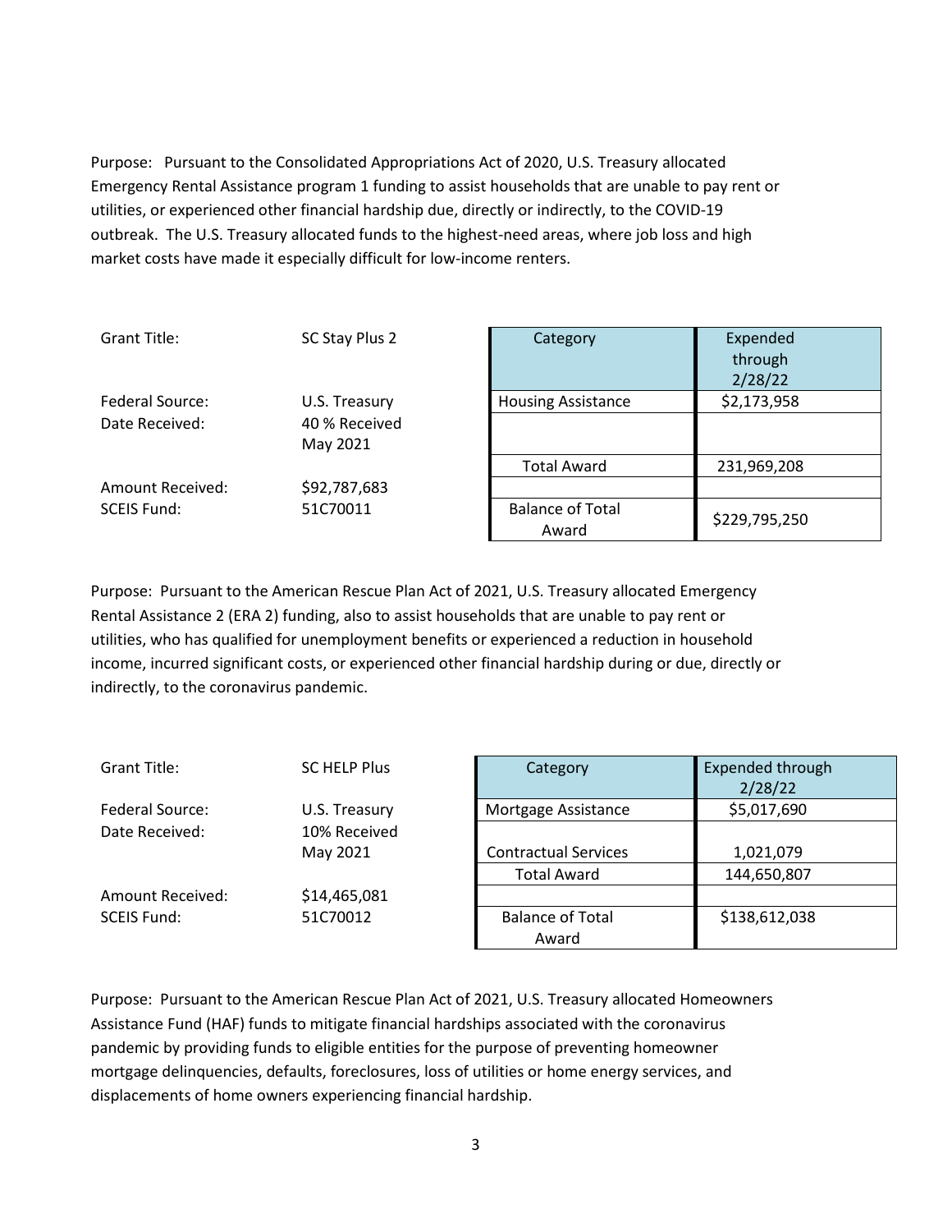Purpose: Pursuant to the Consolidated Appropriations Act of 2020, U.S. Treasury allocated Emergency Rental Assistance program 1 funding to assist households that are unable to pay rent or utilities, or experienced other financial hardship due, directly or indirectly, to the COVID-19 outbreak. The U.S. Treasury allocated funds to the highest-need areas, where job loss and high market costs have made it especially difficult for low-income renters.

| | |
|---|---|
| Grant Title: | SC Stay Plus 2 |
| Federal Source: | U.S. Treasury |
| Date Received: | 40 % Received May 2021 |
| Amount Received: | $92,787,683 |
| SCEIS Fund: | 51C70011 |

| Category | Expended through 2/28/22 |
|---|---|
| Housing Assistance | $2,173,958 |
| | |
| Total Award | 231,969,208 |
| | |
| Balance of Total Award | $229,795,250 |

Purpose: Pursuant to the American Rescue Plan Act of 2021, U.S. Treasury allocated Emergency Rental Assistance 2 (ERA 2) funding, also to assist households that are unable to pay rent or utilities, who has qualified for unemployment benefits or experienced a reduction in household income, incurred significant costs, or experienced other financial hardship during or due, directly or indirectly, to the coronavirus pandemic.

| | |
|---|---|
| Grant Title: | SC HELP Plus |
| Federal Source: | U.S. Treasury |
| Date Received: | 10% Received May 2021 |
| Amount Received: | $14,465,081 |
| SCEIS Fund: | 51C70012 |

| Category | Expended through 2/28/22 |
|---|---|
| Mortgage Assistance | $5,017,690 |
| Contractual Services | 1,021,079 |
| Total Award | 144,650,807 |
| | |
| Balance of Total Award | $138,612,038 |

Purpose: Pursuant to the American Rescue Plan Act of 2021, U.S. Treasury allocated Homeowners Assistance Fund (HAF) funds to mitigate financial hardships associated with the coronavirus pandemic by providing funds to eligible entities for the purpose of preventing homeowner mortgage delinquencies, defaults, foreclosures, loss of utilities or home energy services, and displacements of home owners experiencing financial hardship.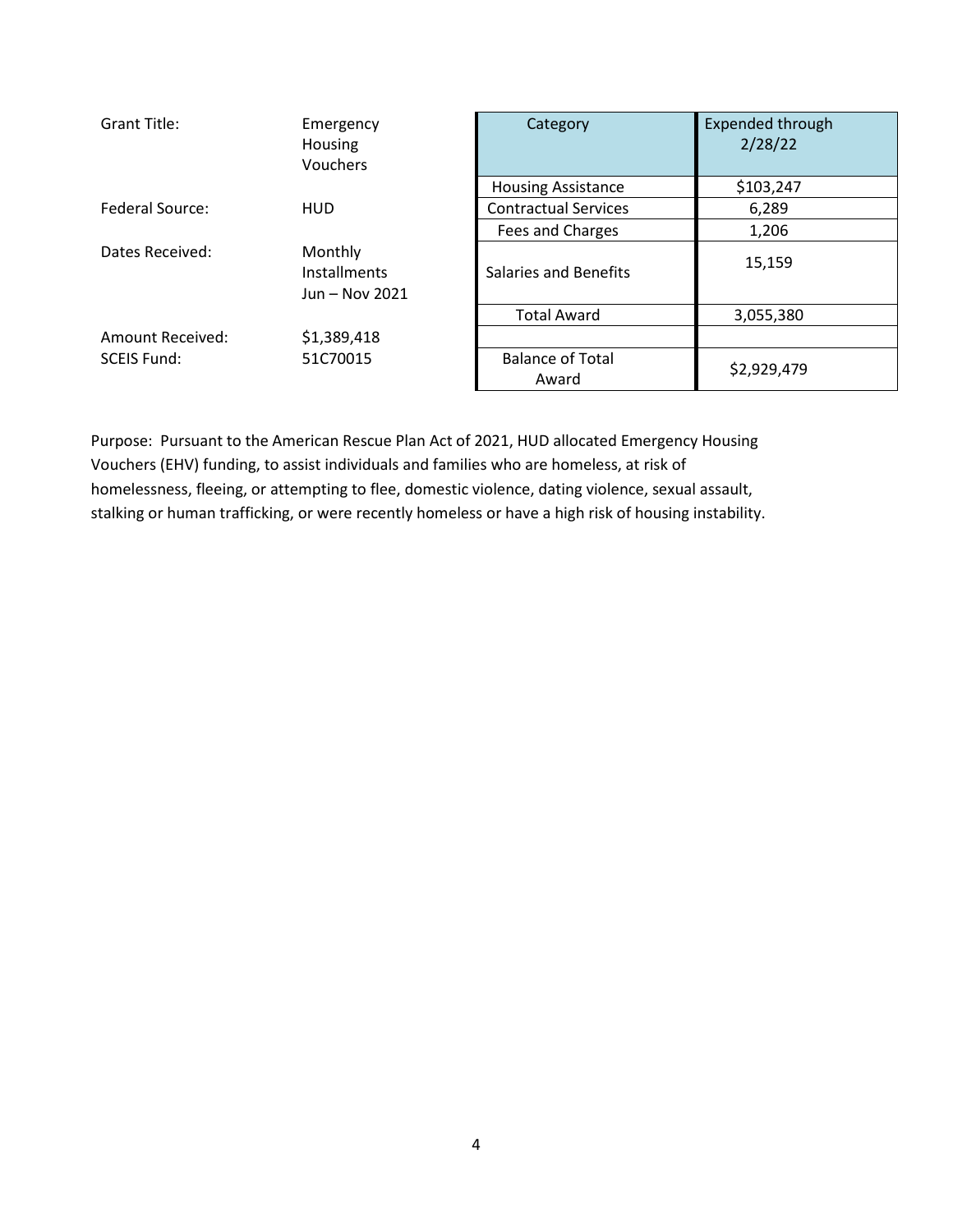| | |
|---|---|
| Grant Title: | Emergency Housing Vouchers |
| Federal Source: | HUD |
| Dates Received: | Monthly Installments Jun – Nov 2021 |
| Amount Received: | $1,389,418 |
| SCEIS Fund: | 51C70015 |

| Category | Expended through 2/28/22 |
|---|---|
| Housing Assistance | $103,247 |
| Contractual Services | 6,289 |
| Fees and Charges | 1,206 |
| Salaries and Benefits | 15,159 |
| Total Award | 3,055,380 |
| | |
| Balance of Total Award | $2,929,479 |

Purpose: Pursuant to the American Rescue Plan Act of 2021, HUD allocated Emergency Housing Vouchers (EHV) funding, to assist individuals and families who are homeless, at risk of homelessness, fleeing, or attempting to flee, domestic violence, dating violence, sexual assault, stalking or human trafficking, or were recently homeless or have a high risk of housing instability.